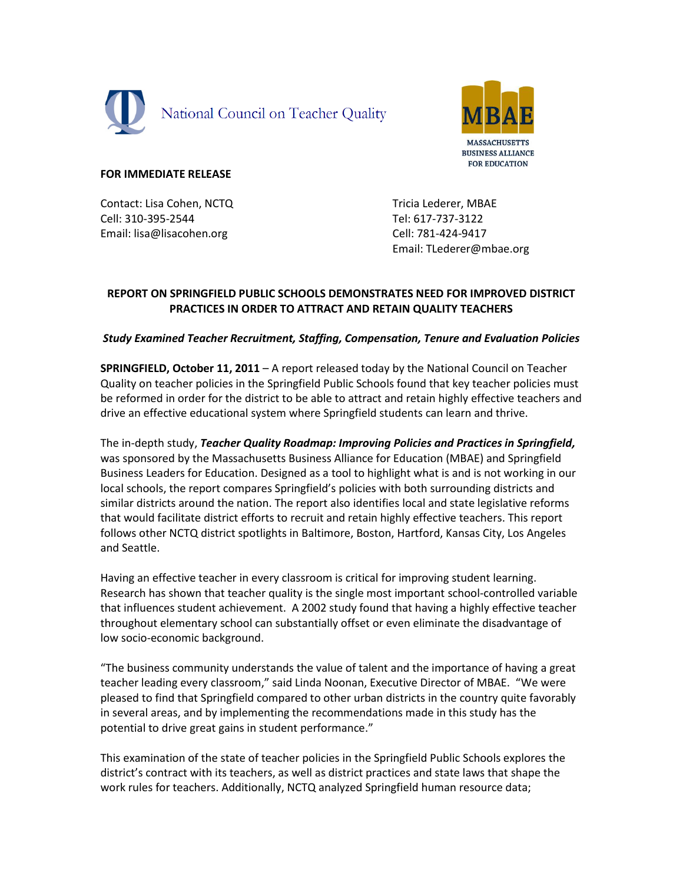National Council on Teacher Quality

MBAE
MASSACHUSETTS BUSINESS ALLIANCE FOR EDUCATION

**FOR IMMEDIATE RELEASE**

Contact: Lisa Cohen, NCTQ
Cell: 310-395-2544
Email: lisa@lisacohen.org

Tricia Lederer, MBAE
Tel: 617-737-3122
Cell: 781-424-9417
Email: TLederer@mbae.org

## REPORT ON SPRINGFIELD PUBLIC SCHOOLS DEMONSTRATES NEED FOR IMPROVED DISTRICT PRACTICES IN ORDER TO ATTRACT AND RETAIN QUALITY TEACHERS

***Study Examined Teacher Recruitment, Staffing, Compensation, Tenure and Evaluation Policies***

**SPRINGFIELD, October 11, 2011** – A report released today by the National Council on Teacher Quality on teacher policies in the Springfield Public Schools found that key teacher policies must be reformed in order for the district to be able to attract and retain highly effective teachers and drive an effective educational system where Springfield students can learn and thrive.

The in-depth study, ***Teacher Quality Roadmap: Improving Policies and Practices in Springfield,*** was sponsored by the Massachusetts Business Alliance for Education (MBAE) and Springfield Business Leaders for Education. Designed as a tool to highlight what is and is not working in our local schools, the report compares Springfield's policies with both surrounding districts and similar districts around the nation. The report also identifies local and state legislative reforms that would facilitate district efforts to recruit and retain highly effective teachers. This report follows other NCTQ district spotlights in Baltimore, Boston, Hartford, Kansas City, Los Angeles and Seattle.

Having an effective teacher in every classroom is critical for improving student learning. Research has shown that teacher quality is the single most important school-controlled variable that influences student achievement. A 2002 study found that having a highly effective teacher throughout elementary school can substantially offset or even eliminate the disadvantage of low socio-economic background.

"The business community understands the value of talent and the importance of having a great teacher leading every classroom," said Linda Noonan, Executive Director of MBAE. "We were pleased to find that Springfield compared to other urban districts in the country quite favorably in several areas, and by implementing the recommendations made in this study has the potential to drive great gains in student performance."

This examination of the state of teacher policies in the Springfield Public Schools explores the district's contract with its teachers, as well as district practices and state laws that shape the work rules for teachers. Additionally, NCTQ analyzed Springfield human resource data;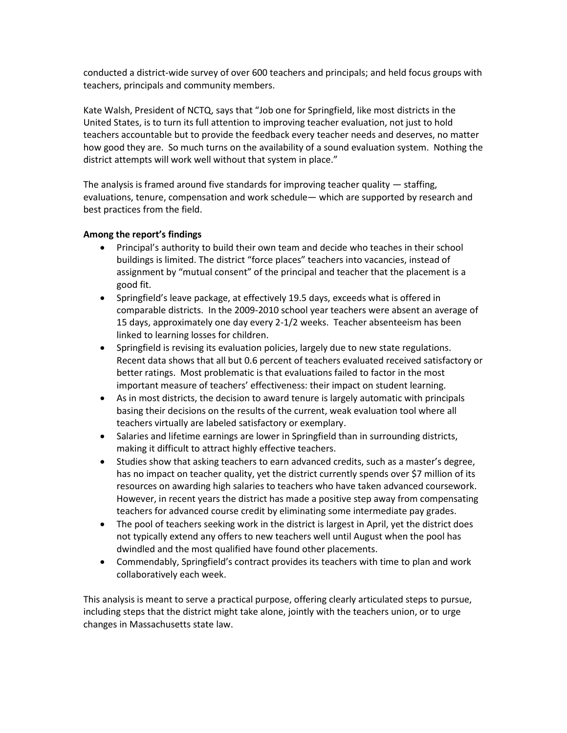conducted a district-wide survey of over 600 teachers and principals; and held focus groups with teachers, principals and community members.

Kate Walsh, President of NCTQ, says that "Job one for Springfield, like most districts in the United States, is to turn its full attention to improving teacher evaluation, not just to hold teachers accountable but to provide the feedback every teacher needs and deserves, no matter how good they are. So much turns on the availability of a sound evaluation system. Nothing the district attempts will work well without that system in place."

The analysis is framed around five standards for improving teacher quality — staffing, evaluations, tenure, compensation and work schedule— which are supported by research and best practices from the field.

**Among the report's findings**

- Principal's authority to build their own team and decide who teaches in their school buildings is limited. The district "force places" teachers into vacancies, instead of assignment by "mutual consent" of the principal and teacher that the placement is a good fit.
- Springfield's leave package, at effectively 19.5 days, exceeds what is offered in comparable districts. In the 2009-2010 school year teachers were absent an average of 15 days, approximately one day every 2-1/2 weeks. Teacher absenteeism has been linked to learning losses for children.
- Springfield is revising its evaluation policies, largely due to new state regulations. Recent data shows that all but 0.6 percent of teachers evaluated received satisfactory or better ratings. Most problematic is that evaluations failed to factor in the most important measure of teachers' effectiveness: their impact on student learning.
- As in most districts, the decision to award tenure is largely automatic with principals basing their decisions on the results of the current, weak evaluation tool where all teachers virtually are labeled satisfactory or exemplary.
- Salaries and lifetime earnings are lower in Springfield than in surrounding districts, making it difficult to attract highly effective teachers.
- Studies show that asking teachers to earn advanced credits, such as a master's degree, has no impact on teacher quality, yet the district currently spends over $7 million of its resources on awarding high salaries to teachers who have taken advanced coursework. However, in recent years the district has made a positive step away from compensating teachers for advanced course credit by eliminating some intermediate pay grades.
- The pool of teachers seeking work in the district is largest in April, yet the district does not typically extend any offers to new teachers well until August when the pool has dwindled and the most qualified have found other placements.
- Commendably, Springfield's contract provides its teachers with time to plan and work collaboratively each week.

This analysis is meant to serve a practical purpose, offering clearly articulated steps to pursue, including steps that the district might take alone, jointly with the teachers union, or to urge changes in Massachusetts state law.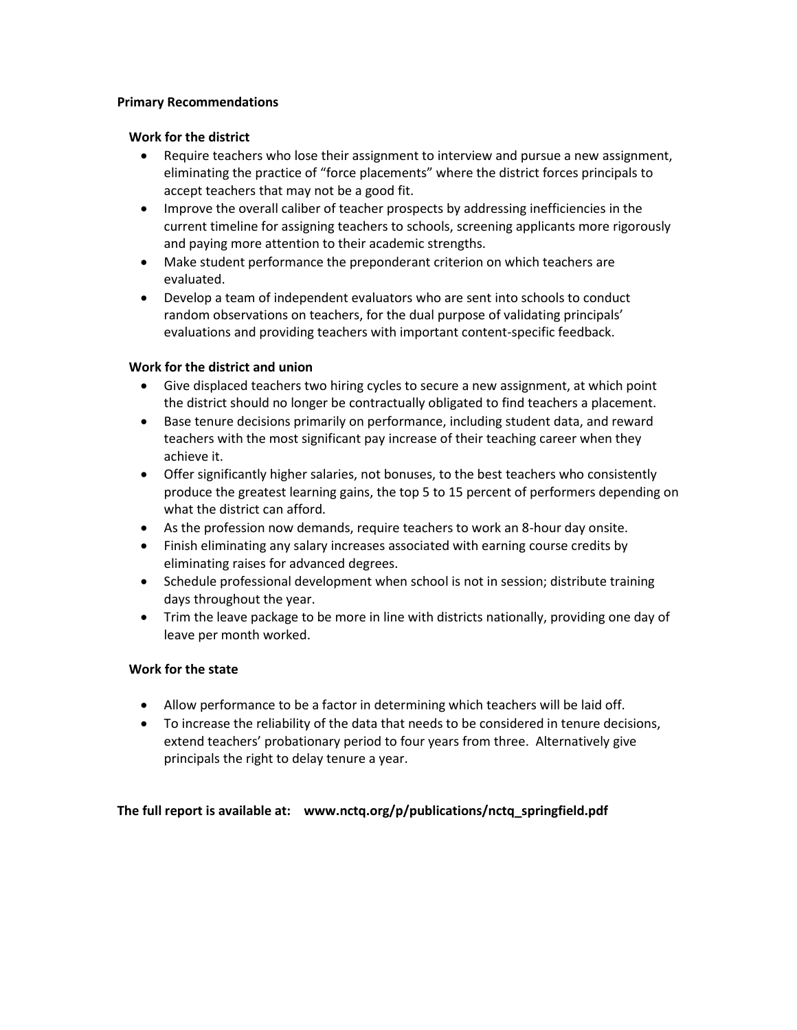## Primary Recommendations

### Work for the district

- Require teachers who lose their assignment to interview and pursue a new assignment, eliminating the practice of "force placements" where the district forces principals to accept teachers that may not be a good fit.
- Improve the overall caliber of teacher prospects by addressing inefficiencies in the current timeline for assigning teachers to schools, screening applicants more rigorously and paying more attention to their academic strengths.
- Make student performance the preponderant criterion on which teachers are evaluated.
- Develop a team of independent evaluators who are sent into schools to conduct random observations on teachers, for the dual purpose of validating principals' evaluations and providing teachers with important content-specific feedback.

### Work for the district and union

- Give displaced teachers two hiring cycles to secure a new assignment, at which point the district should no longer be contractually obligated to find teachers a placement.
- Base tenure decisions primarily on performance, including student data, and reward teachers with the most significant pay increase of their teaching career when they achieve it.
- Offer significantly higher salaries, not bonuses, to the best teachers who consistently produce the greatest learning gains, the top 5 to 15 percent of performers depending on what the district can afford.
- As the profession now demands, require teachers to work an 8-hour day onsite.
- Finish eliminating any salary increases associated with earning course credits by eliminating raises for advanced degrees.
- Schedule professional development when school is not in session; distribute training days throughout the year.
- Trim the leave package to be more in line with districts nationally, providing one day of leave per month worked.

### Work for the state

- Allow performance to be a factor in determining which teachers will be laid off.
- To increase the reliability of the data that needs to be considered in tenure decisions, extend teachers' probationary period to four years from three. Alternatively give principals the right to delay tenure a year.

**The full report is available at: www.nctq.org/p/publications/nctq_springfield.pdf**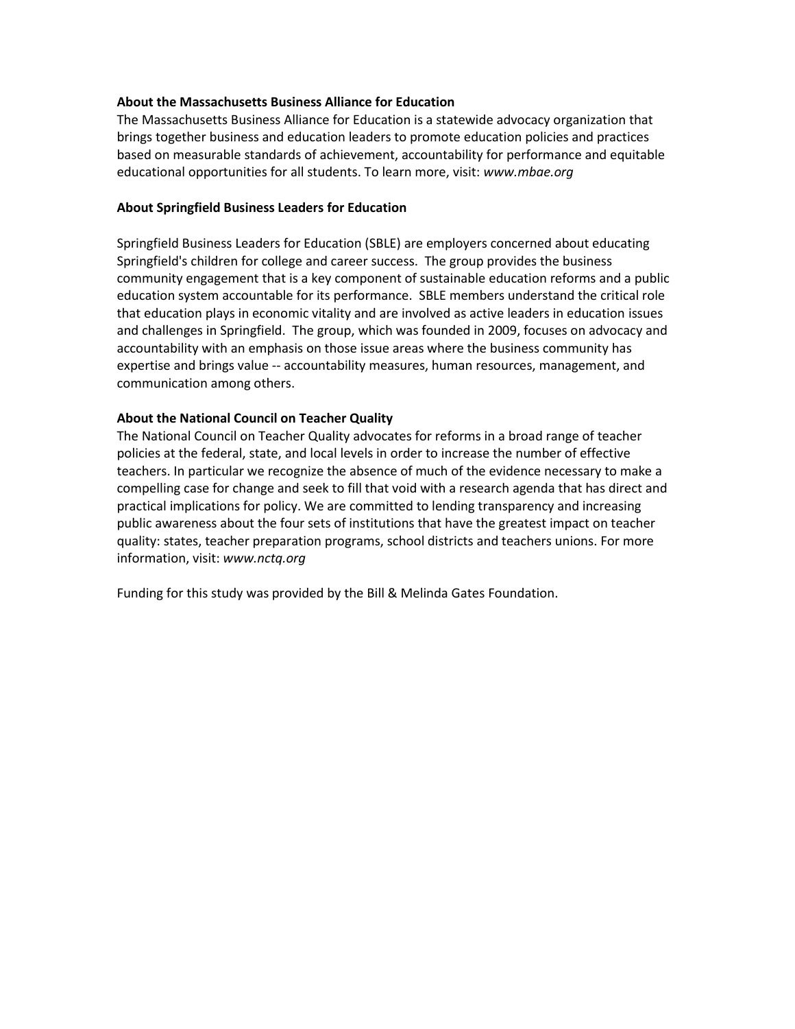**About the Massachusetts Business Alliance for Education**

The Massachusetts Business Alliance for Education is a statewide advocacy organization that brings together business and education leaders to promote education policies and practices based on measurable standards of achievement, accountability for performance and equitable educational opportunities for all students. To learn more, visit: *www.mbae.org*

**About Springfield Business Leaders for Education**

Springfield Business Leaders for Education (SBLE) are employers concerned about educating Springfield's children for college and career success. The group provides the business community engagement that is a key component of sustainable education reforms and a public education system accountable for its performance. SBLE members understand the critical role that education plays in economic vitality and are involved as active leaders in education issues and challenges in Springfield. The group, which was founded in 2009, focuses on advocacy and accountability with an emphasis on those issue areas where the business community has expertise and brings value -- accountability measures, human resources, management, and communication among others.

**About the National Council on Teacher Quality**

The National Council on Teacher Quality advocates for reforms in a broad range of teacher policies at the federal, state, and local levels in order to increase the number of effective teachers. In particular we recognize the absence of much of the evidence necessary to make a compelling case for change and seek to fill that void with a research agenda that has direct and practical implications for policy. We are committed to lending transparency and increasing public awareness about the four sets of institutions that have the greatest impact on teacher quality: states, teacher preparation programs, school districts and teachers unions. For more information, visit: *www.nctq.org*

Funding for this study was provided by the Bill & Melinda Gates Foundation.